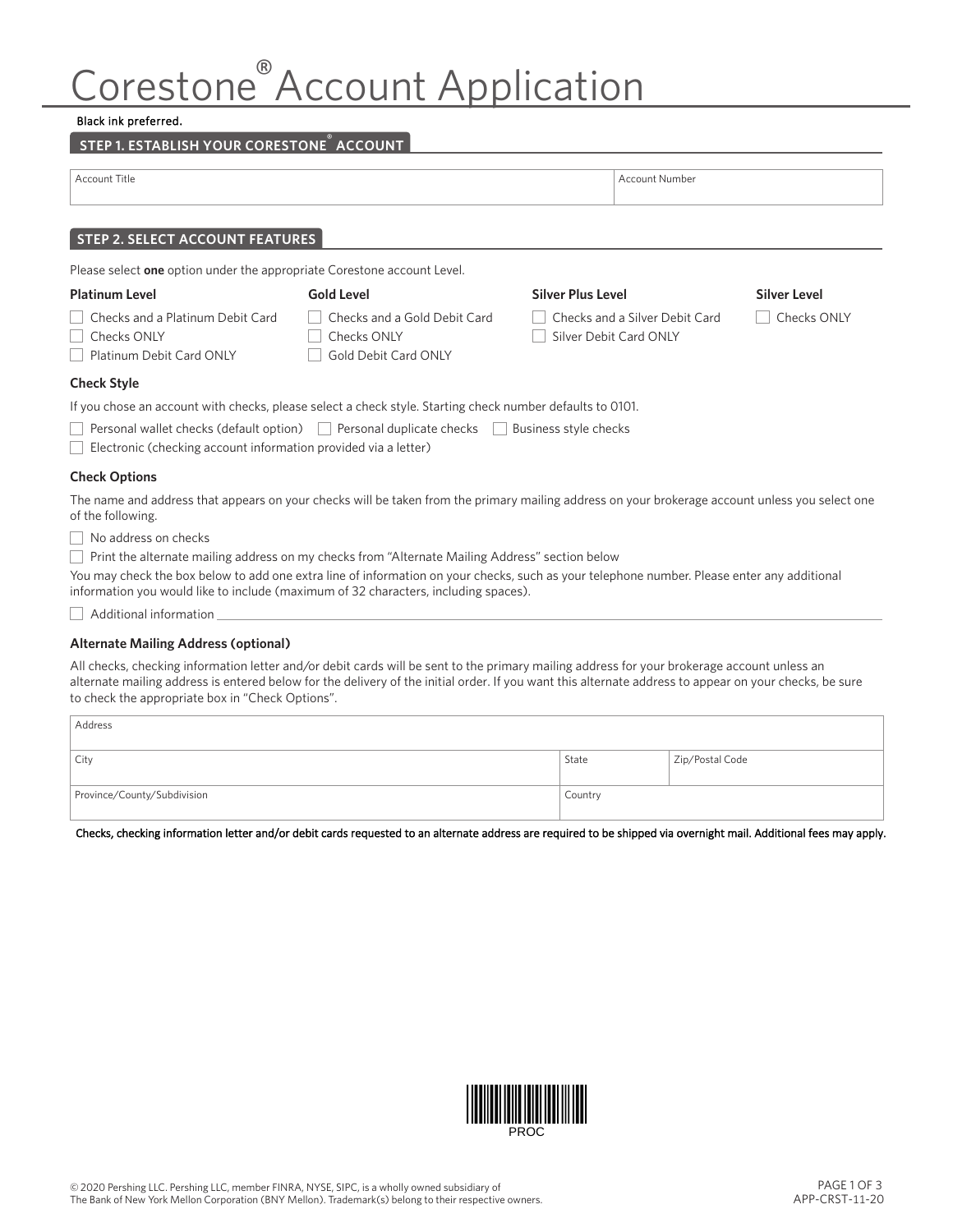# Corestone® Account Application

Black ink preferred.

## STEP 1. ESTABLISH YOUR CORESTONE® ACCOUNT

| Account Title | Account Number |
|---|---|
| | |

## STEP 2. SELECT ACCOUNT FEATURES

Please select **one** option under the appropriate Corestone account Level.

**Platinum Level**

- ☐ Checks and a Platinum Debit Card
- ☐ Checks ONLY
- ☐ Platinum Debit Card ONLY

**Gold Level**

- ☐ Checks and a Gold Debit Card
- ☐ Checks ONLY
- ☐ Gold Debit Card ONLY

**Silver Plus Level**

- ☐ Checks and a Silver Debit Card
- ☐ Silver Debit Card ONLY

**Silver Level**

- ☐ Checks ONLY

### Check Style

If you chose an account with checks, please select a check style. Starting check number defaults to 0101.

☐ Personal wallet checks (default option) ☐ Personal duplicate checks ☐ Business style checks

☐ Electronic (checking account information provided via a letter)

### Check Options

The name and address that appears on your checks will be taken from the primary mailing address on your brokerage account unless you select one of the following.

☐ No address on checks

☐ Print the alternate mailing address on my checks from "Alternate Mailing Address" section below

You may check the box below to add one extra line of information on your checks, such as your telephone number. Please enter any additional information you would like to include (maximum of 32 characters, including spaces).

☐ Additional information \_\_\_\_\_\_\_\_\_\_\_\_\_\_\_\_\_\_\_\_\_\_\_\_\_\_\_\_\_\_\_\_\_\_\_\_\_\_\_\_

### Alternate Mailing Address (optional)

All checks, checking information letter and/or debit cards will be sent to the primary mailing address for your brokerage account unless an alternate mailing address is entered below for the delivery of the initial order. If you want this alternate address to appear on your checks, be sure to check the appropriate box in "Check Options".

| Address | | |
|---|---|---|
| City | State | Zip/Postal Code |
| Province/County/Subdivision | Country | |

Checks, checking information letter and/or debit cards requested to an alternate address are required to be shipped via overnight mail. Additional fees may apply.

PROC

© 2020 Pershing LLC. Pershing LLC, member FINRA, NYSE, SIPC, is a wholly owned subsidiary of The Bank of New York Mellon Corporation (BNY Mellon). Trademark(s) belong to their respective owners.

APP-CRST-11-20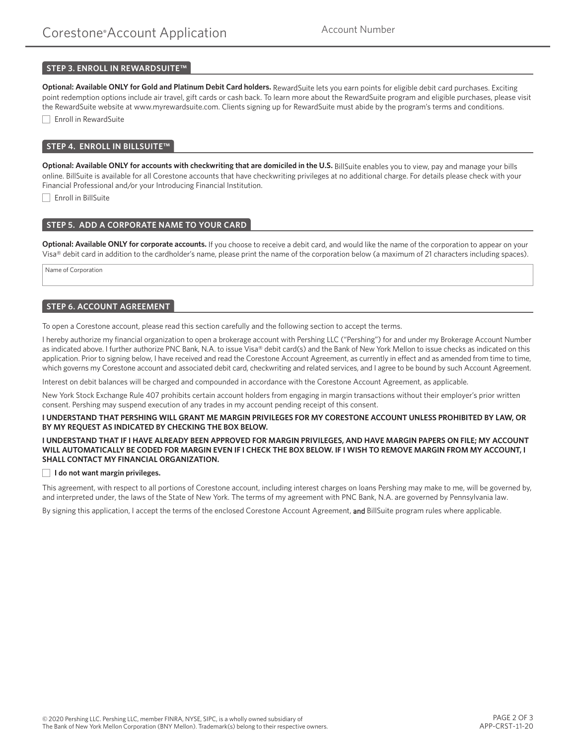## STEP 3. ENROLL IN REWARDSUITE™

**Optional: Available ONLY for Gold and Platinum Debit Card holders.** RewardSuite lets you earn points for eligible debit card purchases. Exciting point redemption options include air travel, gift cards or cash back. To learn more about the RewardSuite program and eligible purchases, please visit the RewardSuite website at www.myrewardsuite.com. Clients signing up for RewardSuite must abide by the program's terms and conditions.

☐ Enroll in RewardSuite

## STEP 4. ENROLL IN BILLSUITE™

**Optional: Available ONLY for accounts with checkwriting that are domiciled in the U.S.** BillSuite enables you to view, pay and manage your bills online. BillSuite is available for all Corestone accounts that have checkwriting privileges at no additional charge. For details please check with your Financial Professional and/or your Introducing Financial Institution.

☐ Enroll in BillSuite

## STEP 5. ADD A CORPORATE NAME TO YOUR CARD

**Optional: Available ONLY for corporate accounts.** If you choose to receive a debit card, and would like the name of the corporation to appear on your Visa® debit card in addition to the cardholder's name, please print the name of the corporation below (a maximum of 21 characters including spaces).

Name of Corporation

## STEP 6. ACCOUNT AGREEMENT

To open a Corestone account, please read this section carefully and the following section to accept the terms.

I hereby authorize my financial organization to open a brokerage account with Pershing LLC ("Pershing") for and under my Brokerage Account Number as indicated above. I further authorize PNC Bank, N.A. to issue Visa® debit card(s) and the Bank of New York Mellon to issue checks as indicated on this application. Prior to signing below, I have received and read the Corestone Account Agreement, as currently in effect and as amended from time to time, which governs my Corestone account and associated debit card, checkwriting and related services, and I agree to be bound by such Account Agreement.

Interest on debit balances will be charged and compounded in accordance with the Corestone Account Agreement, as applicable.

New York Stock Exchange Rule 407 prohibits certain account holders from engaging in margin transactions without their employer's prior written consent. Pershing may suspend execution of any trades in my account pending receipt of this consent.

**I UNDERSTAND THAT PERSHING WILL GRANT ME MARGIN PRIVILEGES FOR MY CORESTONE ACCOUNT UNLESS PROHIBITED BY LAW, OR BY MY REQUEST AS INDICATED BY CHECKING THE BOX BELOW.**

**I UNDERSTAND THAT IF I HAVE ALREADY BEEN APPROVED FOR MARGIN PRIVILEGES, AND HAVE MARGIN PAPERS ON FILE; MY ACCOUNT WILL AUTOMATICALLY BE CODED FOR MARGIN EVEN IF I CHECK THE BOX BELOW. IF I WISH TO REMOVE MARGIN FROM MY ACCOUNT, I SHALL CONTACT MY FINANCIAL ORGANIZATION.**

☐ **I do not want margin privileges.**

This agreement, with respect to all portions of Corestone account, including interest charges on loans Pershing may make to me, will be governed by, and interpreted under, the laws of the State of New York. The terms of my agreement with PNC Bank, N.A. are governed by Pennsylvania law.

By signing this application, I accept the terms of the enclosed Corestone Account Agreement, and BillSuite program rules where applicable.

© 2020 Pershing LLC. Pershing LLC, member FINRA, NYSE, SIPC, is a wholly owned subsidiary of The Bank of New York Mellon Corporation (BNY Mellon). Trademark(s) belong to their respective owners.

APP-CRST-11-20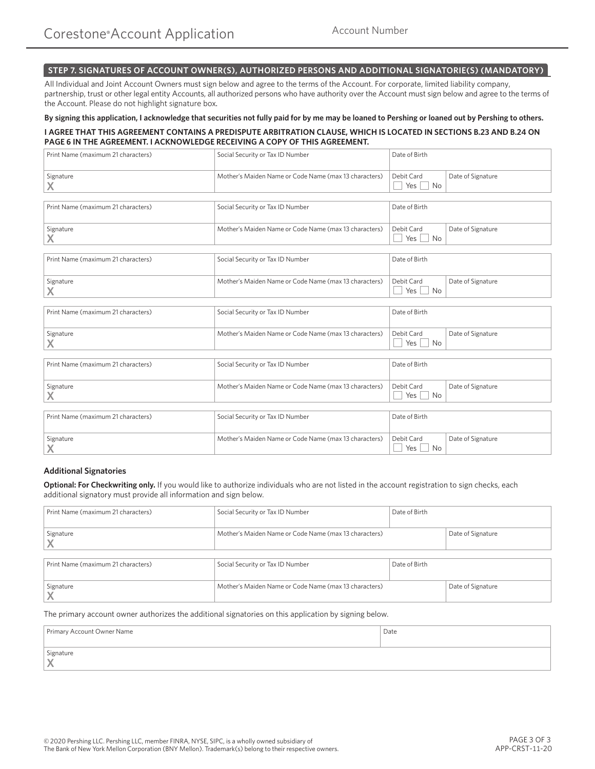# Corestone® Account Application

Account Number

## STEP 7. SIGNATURES OF ACCOUNT OWNER(S), AUTHORIZED PERSONS AND ADDITIONAL SIGNATORIE(S) (MANDATORY)

All Individual and Joint Account Owners must sign below and agree to the terms of the Account. For corporate, limited liability company, partnership, trust or other legal entity Accounts, all authorized persons who have authority over the Account must sign below and agree to the terms of the Account. Please do not highlight signature box.

**By signing this application, I acknowledge that securities not fully paid for by me may be loaned to Pershing or loaned out by Pershing to others.**

**I AGREE THAT THIS AGREEMENT CONTAINS A PREDISPUTE ARBITRATION CLAUSE, WHICH IS LOCATED IN SECTIONS B.23 AND B.24 ON PAGE 6 IN THE AGREEMENT. I ACKNOWLEDGE RECEIVING A COPY OF THIS AGREEMENT.**

| Print Name (maximum 21 characters) | Social Security or Tax ID Number | Date of Birth | |
|---|---|---|---|
| Signature X | Mother's Maiden Name or Code Name (max 13 characters) | Debit Card ☐ Yes ☐ No | Date of Signature |

| Print Name (maximum 21 characters) | Social Security or Tax ID Number | Date of Birth | |
|---|---|---|---|
| Signature X | Mother's Maiden Name or Code Name (max 13 characters) | Debit Card ☐ Yes ☐ No | Date of Signature |

| Print Name (maximum 21 characters) | Social Security or Tax ID Number | Date of Birth | |
|---|---|---|---|
| Signature X | Mother's Maiden Name or Code Name (max 13 characters) | Debit Card ☐ Yes ☐ No | Date of Signature |

| Print Name (maximum 21 characters) | Social Security or Tax ID Number | Date of Birth | |
|---|---|---|---|
| Signature X | Mother's Maiden Name or Code Name (max 13 characters) | Debit Card ☐ Yes ☐ No | Date of Signature |

| Print Name (maximum 21 characters) | Social Security or Tax ID Number | Date of Birth | |
|---|---|---|---|
| Signature X | Mother's Maiden Name or Code Name (max 13 characters) | Debit Card ☐ Yes ☐ No | Date of Signature |

| Print Name (maximum 21 characters) | Social Security or Tax ID Number | Date of Birth | |
|---|---|---|---|
| Signature X | Mother's Maiden Name or Code Name (max 13 characters) | Debit Card ☐ Yes ☐ No | Date of Signature |

### Additional Signatories

**Optional: For Checkwriting only.** If you would like to authorize individuals who are not listed in the account registration to sign checks, each additional signatory must provide all information and sign below.

| Print Name (maximum 21 characters) | Social Security or Tax ID Number | Date of Birth |
|---|---|---|
| Signature X | Mother's Maiden Name or Code Name (max 13 characters) | Date of Signature |

| Print Name (maximum 21 characters) | Social Security or Tax ID Number | Date of Birth |
|---|---|---|
| Signature X | Mother's Maiden Name or Code Name (max 13 characters) | Date of Signature |

The primary account owner authorizes the additional signatories on this application by signing below.

| Primary Account Owner Name | Date |
|---|---|
| Signature X | |

© 2020 Pershing LLC. Pershing LLC, member FINRA, NYSE, SIPC, is a wholly owned subsidiary of The Bank of New York Mellon Corporation (BNY Mellon). Trademark(s) belong to their respective owners.

APP-CRST-11-20